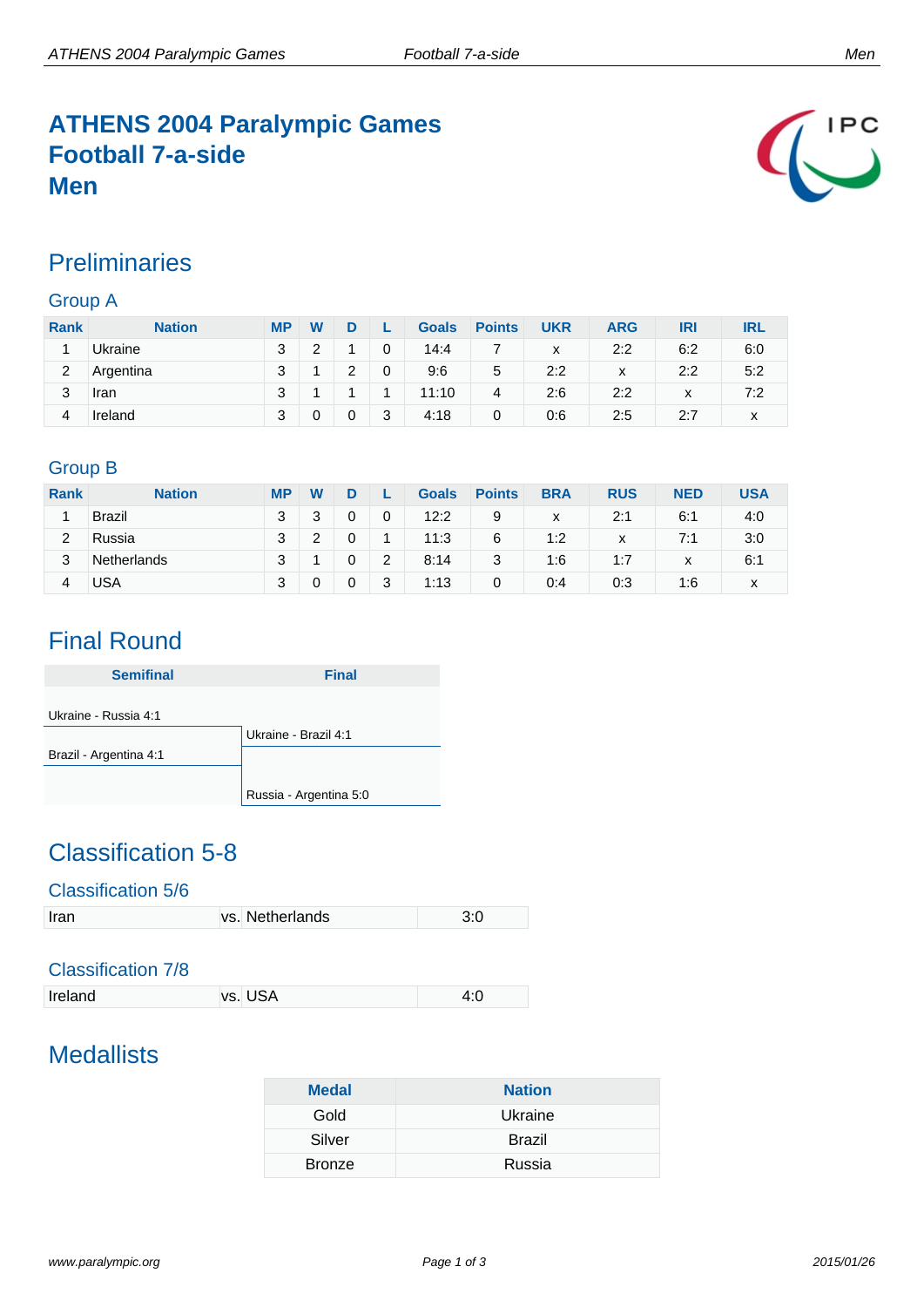# ATHENS 2004 Paralympic Games
# Football 7-a-side
# Men

## Preliminaries

### Group A

| Rank | Nation | MP | W | D | L | Goals | Points | UKR | ARG | IRI | IRL |
|---|---|---|---|---|---|---|---|---|---|---|---|
| 1 | Ukraine | 3 | 2 | 1 | 0 | 14:4 | 7 | x | 2:2 | 6:2 | 6:0 |
| 2 | Argentina | 3 | 1 | 2 | 0 | 9:6 | 5 | 2:2 | x | 2:2 | 5:2 |
| 3 | Iran | 3 | 1 | 1 | 1 | 11:10 | 4 | 2:6 | 2:2 | x | 7:2 |
| 4 | Ireland | 3 | 0 | 0 | 3 | 4:18 | 0 | 0:6 | 2:5 | 2:7 | x |

### Group B

| Rank | Nation | MP | W | D | L | Goals | Points | BRA | RUS | NED | USA |
|---|---|---|---|---|---|---|---|---|---|---|---|
| 1 | Brazil | 3 | 3 | 0 | 0 | 12:2 | 9 | x | 2:1 | 6:1 | 4:0 |
| 2 | Russia | 3 | 2 | 0 | 1 | 11:3 | 6 | 1:2 | x | 7:1 | 3:0 |
| 3 | Netherlands | 3 | 1 | 0 | 2 | 8:14 | 3 | 1:6 | 1:7 | x | 6:1 |
| 4 | USA | 3 | 0 | 0 | 3 | 1:13 | 0 | 0:4 | 0:3 | 1:6 | x |

## Final Round

| Semifinal | Final |
|---|---|
| Ukraine - Russia 4:1 | Ukraine - Brazil 4:1 |
| Brazil - Argentina 4:1 | Russia - Argentina 5:0 |

## Classification 5-8

### Classification 5/6

| Iran | vs. Netherlands | 3:0 |
|---|---|---|

### Classification 7/8

| Ireland | vs. USA | 4:0 |
|---|---|---|

## Medallists

| Medal | Nation |
|---|---|
| Gold | Ukraine |
| Silver | Brazil |
| Bronze | Russia |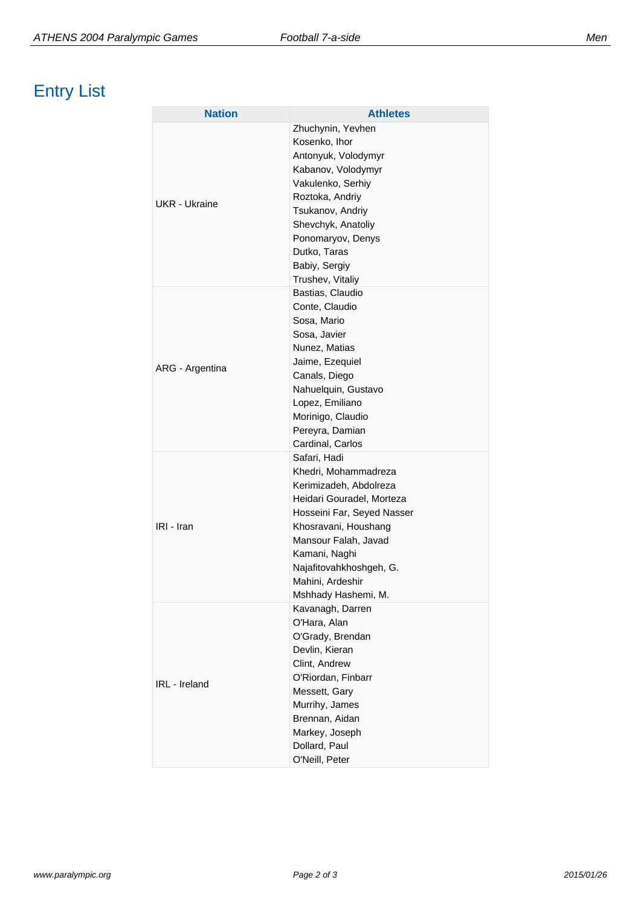# Entry List

| Nation | Athletes |
|---|---|
| UKR - Ukraine | Zhuchynin, Yevhen<br>Kosenko, Ihor<br>Antonyuk, Volodymyr<br>Kabanov, Volodymyr<br>Vakulenko, Serhiy<br>Roztoka, Andriy<br>Tsukanov, Andriy<br>Shevchyk, Anatoliy<br>Ponomaryov, Denys<br>Dutko, Taras<br>Babiy, Sergiy<br>Trushev, Vitaliy |
| ARG - Argentina | Bastias, Claudio<br>Conte, Claudio<br>Sosa, Mario<br>Sosa, Javier<br>Nunez, Matias<br>Jaime, Ezequiel<br>Canals, Diego<br>Nahuelquin, Gustavo<br>Lopez, Emiliano<br>Morinigo, Claudio<br>Pereyra, Damian<br>Cardinal, Carlos |
| IRI - Iran | Safari, Hadi<br>Khedri, Mohammadreza<br>Kerimizadeh, Abdolreza<br>Heidari Gouradel, Morteza<br>Hosseini Far, Seyed Nasser<br>Khosravani, Houshang<br>Mansour Falah, Javad<br>Kamani, Naghi<br>Najafitovahkhoshgeh, G.<br>Mahini, Ardeshir<br>Mshhady Hashemi, M. |
| IRL - Ireland | Kavanagh, Darren<br>O'Hara, Alan<br>O'Grady, Brendan<br>Devlin, Kieran<br>Clint, Andrew<br>O'Riordan, Finbarr<br>Messett, Gary<br>Murrihy, James<br>Brennan, Aidan<br>Markey, Joseph<br>Dollard, Paul<br>O'Neill, Peter |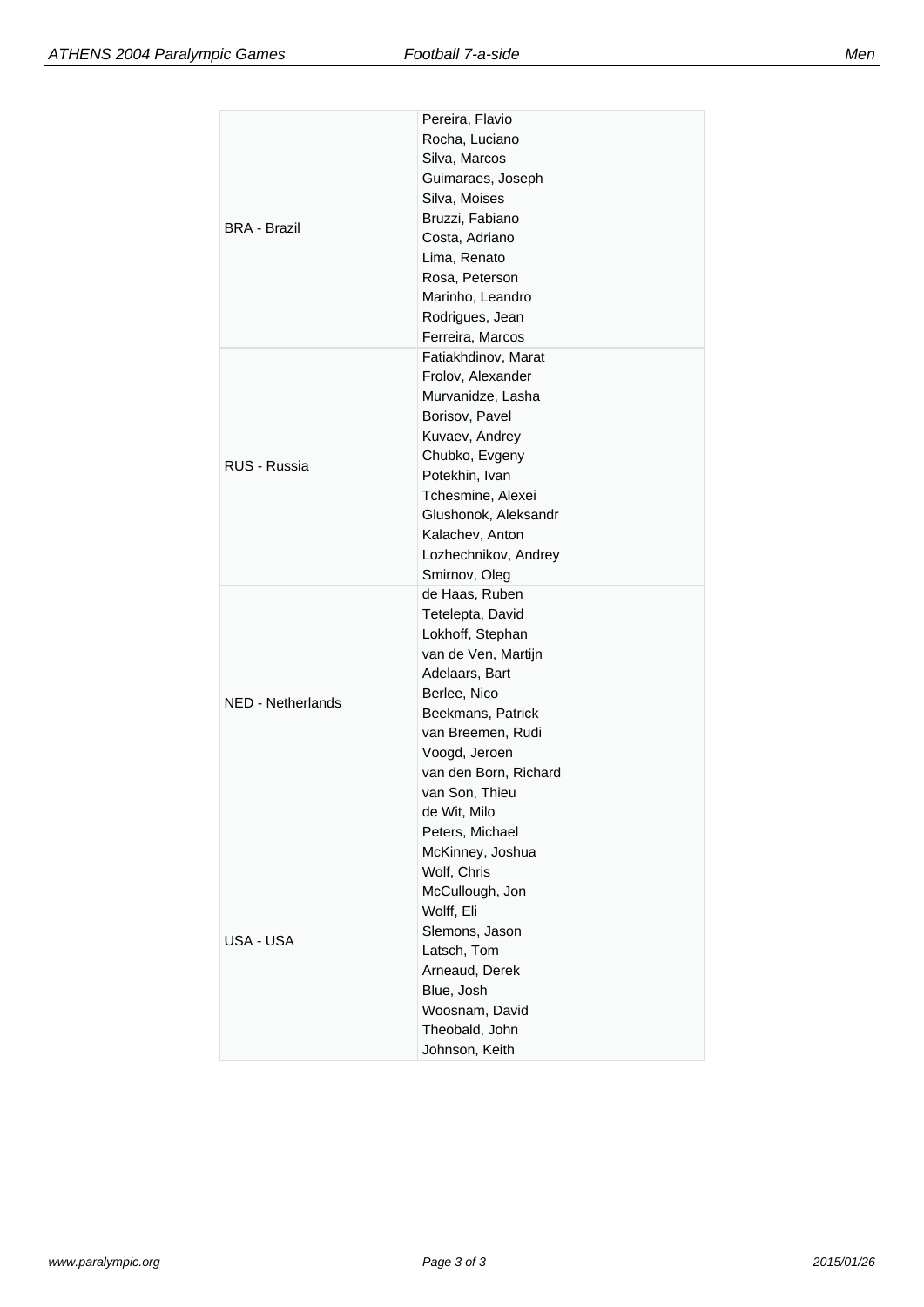| | |
|---|---|
| BRA - Brazil | Pereira, Flavio<br>Rocha, Luciano<br>Silva, Marcos<br>Guimaraes, Joseph<br>Silva, Moises<br>Bruzzi, Fabiano<br>Costa, Adriano<br>Lima, Renato<br>Rosa, Peterson<br>Marinho, Leandro<br>Rodrigues, Jean<br>Ferreira, Marcos |
| RUS - Russia | Fatiakhdinov, Marat<br>Frolov, Alexander<br>Murvanidze, Lasha<br>Borisov, Pavel<br>Kuvaev, Andrey<br>Chubko, Evgeny<br>Potekhin, Ivan<br>Tchesmine, Alexei<br>Glushonok, Aleksandr<br>Kalachev, Anton<br>Lozhechnikov, Andrey<br>Smirnov, Oleg |
| NED - Netherlands | de Haas, Ruben<br>Tetelepta, David<br>Lokhoff, Stephan<br>van de Ven, Martijn<br>Adelaars, Bart<br>Berlee, Nico<br>Beekmans, Patrick<br>van Breemen, Rudi<br>Voogd, Jeroen<br>van den Born, Richard<br>van Son, Thieu<br>de Wit, Milo |
| USA - USA | Peters, Michael<br>McKinney, Joshua<br>Wolf, Chris<br>McCullough, Jon<br>Wolff, Eli<br>Slemons, Jason<br>Latsch, Tom<br>Arneaud, Derek<br>Blue, Josh<br>Woosnam, David<br>Theobald, John<br>Johnson, Keith |